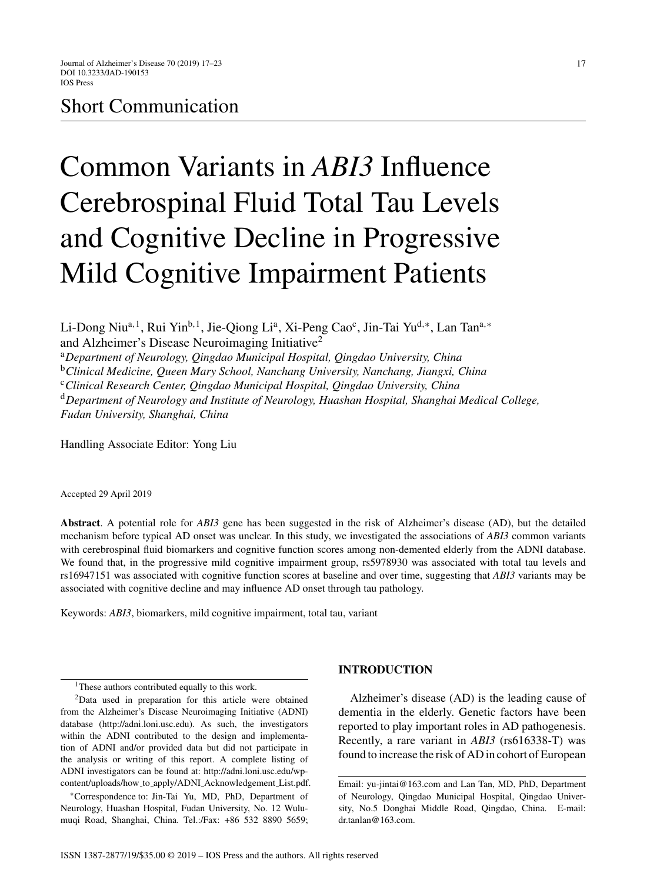Short Communication

# Common Variants in *ABI3* Influence Cerebrospinal Fluid Total Tau Levels and Cognitive Decline in Progressive Mild Cognitive Impairment Patients

Li-Dong Niu[a,1], Rui Yin[b,1], Jie-Qiong Li[a], Xi-Peng Cao[c], Jin-Tai Yu[d,*], Lan Tan[a,*] and Alzheimer's Disease Neuroimaging Initiative[2]

[a]*Department of Neurology, Qingdao Municipal Hospital, Qingdao University, China*

[b]*Clinical Medicine, Queen Mary School, Nanchang University, Nanchang, Jiangxi, China*

[c]*Clinical Research Center, Qingdao Municipal Hospital, Qingdao University, China*

[d]*Department of Neurology and Institute of Neurology, Huashan Hospital, Shanghai Medical College, Fudan University, Shanghai, China*

Handling Associate Editor: Yong Liu

Accepted 29 April 2019

**Abstract**. A potential role for *ABI3* gene has been suggested in the risk of Alzheimer's disease (AD), but the detailed mechanism before typical AD onset was unclear. In this study, we investigated the associations of *ABI3* common variants with cerebrospinal fluid biomarkers and cognitive function scores among non-demented elderly from the ADNI database. We found that, in the progressive mild cognitive impairment group, rs5978930 was associated with total tau levels and rs16947151 was associated with cognitive function scores at baseline and over time, suggesting that *ABI3* variants may be associated with cognitive decline and may influence AD onset through tau pathology.

Keywords: *ABI3*, biomarkers, mild cognitive impairment, total tau, variant

## INTRODUCTION

Alzheimer's disease (AD) is the leading cause of dementia in the elderly. Genetic factors have been reported to play important roles in AD pathogenesis. Recently, a rare variant in *ABI3* (rs616338-T) was found to increase the risk of AD in cohort of European

---

[1]These authors contributed equally to this work.

[2]Data used in preparation for this article were obtained from the Alzheimer's Disease Neuroimaging Initiative (ADNI) database (http://adni.loni.usc.edu). As such, the investigators within the ADNI contributed to the design and implementation of ADNI and/or provided data but did not participate in the analysis or writing of this report. A complete listing of ADNI investigators can be found at: http://adni.loni.usc.edu/wp-content/uploads/how_to_apply/ADNI_Acknowledgement_List.pdf.

*Correspondence to: Jin-Tai Yu, MD, PhD, Department of Neurology, Huashan Hospital, Fudan University, No. 12 Wulumuqi Road, Shanghai, China. Tel.:/Fax: +86 532 8890 5659; Email: yu-jintai@163.com and Lan Tan, MD, PhD, Department of Neurology, Qingdao Municipal Hospital, Qingdao University, No.5 Donghai Middle Road, Qingdao, China. E-mail: dr.tanlan@163.com.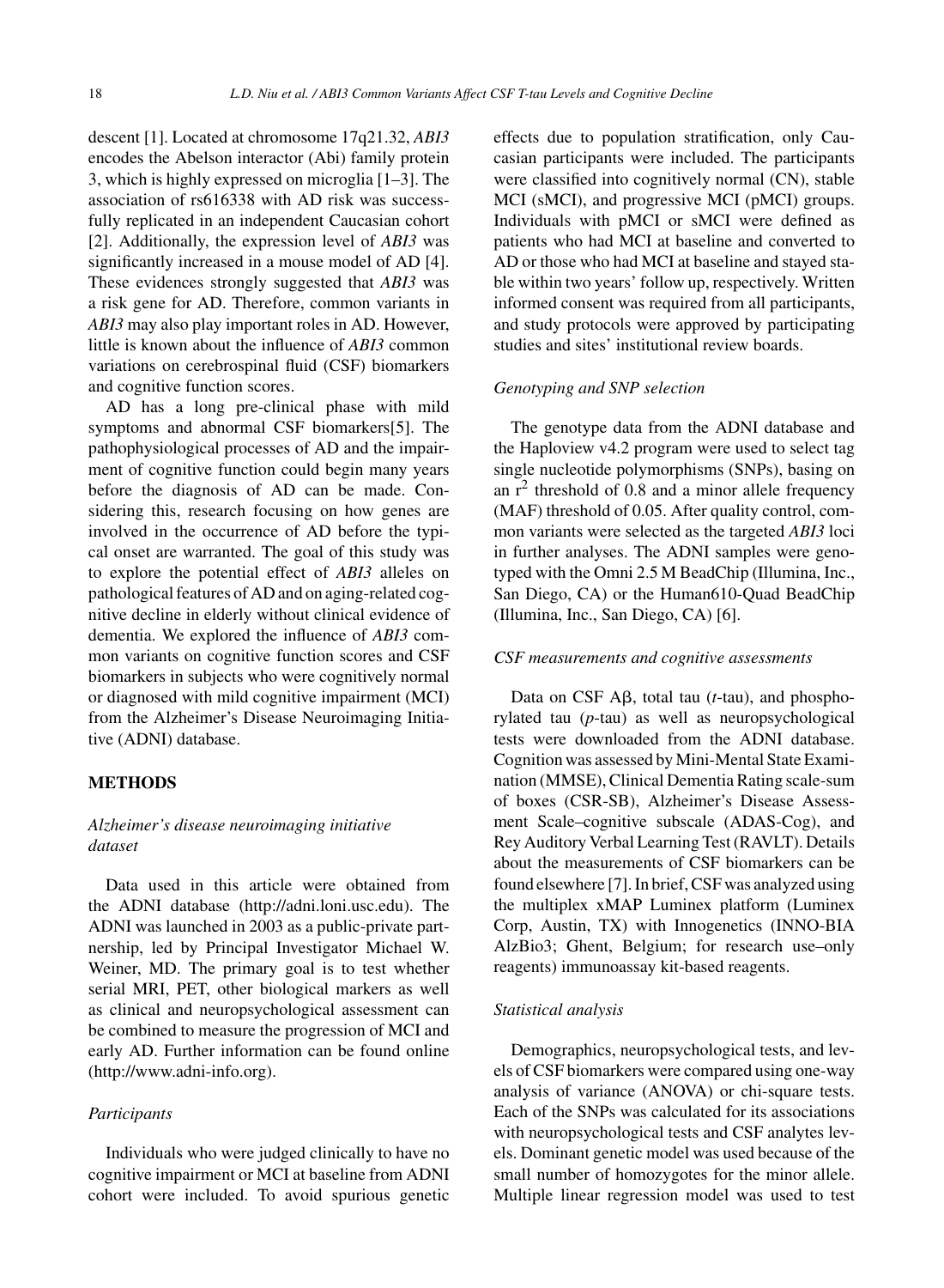descent [1]. Located at chromosome 17q21.32, *ABI3* encodes the Abelson interactor (Abi) family protein 3, which is highly expressed on microglia [1–3]. The association of rs616338 with AD risk was successfully replicated in an independent Caucasian cohort [2]. Additionally, the expression level of *ABI3* was significantly increased in a mouse model of AD [4]. These evidences strongly suggested that *ABI3* was a risk gene for AD. Therefore, common variants in *ABI3* may also play important roles in AD. However, little is known about the influence of *ABI3* common variations on cerebrospinal fluid (CSF) biomarkers and cognitive function scores.

AD has a long pre-clinical phase with mild symptoms and abnormal CSF biomarkers[5]. The pathophysiological processes of AD and the impairment of cognitive function could begin many years before the diagnosis of AD can be made. Considering this, research focusing on how genes are involved in the occurrence of AD before the typical onset are warranted. The goal of this study was to explore the potential effect of *ABI3* alleles on pathological features of AD and on aging-related cognitive decline in elderly without clinical evidence of dementia. We explored the influence of *ABI3* common variants on cognitive function scores and CSF biomarkers in subjects who were cognitively normal or diagnosed with mild cognitive impairment (MCI) from the Alzheimer's Disease Neuroimaging Initiative (ADNI) database.

## METHODS

### *Alzheimer's disease neuroimaging initiative dataset*

Data used in this article were obtained from the ADNI database (http://adni.loni.usc.edu). The ADNI was launched in 2003 as a public-private partnership, led by Principal Investigator Michael W. Weiner, MD. The primary goal is to test whether serial MRI, PET, other biological markers as well as clinical and neuropsychological assessment can be combined to measure the progression of MCI and early AD. Further information can be found online (http://www.adni-info.org).

### *Participants*

Individuals who were judged clinically to have no cognitive impairment or MCI at baseline from ADNI cohort were included. To avoid spurious genetic effects due to population stratification, only Caucasian participants were included. The participants were classified into cognitively normal (CN), stable MCI (sMCI), and progressive MCI (pMCI) groups. Individuals with pMCI or sMCI were defined as patients who had MCI at baseline and converted to AD or those who had MCI at baseline and stayed stable within two years' follow up, respectively. Written informed consent was required from all participants, and study protocols were approved by participating studies and sites' institutional review boards.

### *Genotyping and SNP selection*

The genotype data from the ADNI database and the Haploview v4.2 program were used to select tag single nucleotide polymorphisms (SNPs), basing on an $r^2$ threshold of 0.8 and a minor allele frequency (MAF) threshold of 0.05. After quality control, common variants were selected as the targeted *ABI3* loci in further analyses. The ADNI samples were genotyped with the Omni 2.5 M BeadChip (Illumina, Inc., San Diego, CA) or the Human610-Quad BeadChip (Illumina, Inc., San Diego, CA) [6].

### *CSF measurements and cognitive assessments*

Data on CSF A$\beta$, total tau (*t*-tau), and phosphorylated tau (*p*-tau) as well as neuropsychological tests were downloaded from the ADNI database. Cognition was assessed by Mini-Mental State Examination (MMSE), Clinical Dementia Rating scale-sum of boxes (CSR-SB), Alzheimer's Disease Assessment Scale–cognitive subscale (ADAS-Cog), and Rey Auditory Verbal Learning Test (RAVLT). Details about the measurements of CSF biomarkers can be found elsewhere [7]. In brief, CSF was analyzed using the multiplex xMAP Luminex platform (Luminex Corp, Austin, TX) with Innogenetics (INNO-BIA AlzBio3; Ghent, Belgium; for research use–only reagents) immunoassay kit-based reagents.

### *Statistical analysis*

Demographics, neuropsychological tests, and levels of CSF biomarkers were compared using one-way analysis of variance (ANOVA) or chi-square tests. Each of the SNPs was calculated for its associations with neuropsychological tests and CSF analytes levels. Dominant genetic model was used because of the small number of homozygotes for the minor allele. Multiple linear regression model was used to test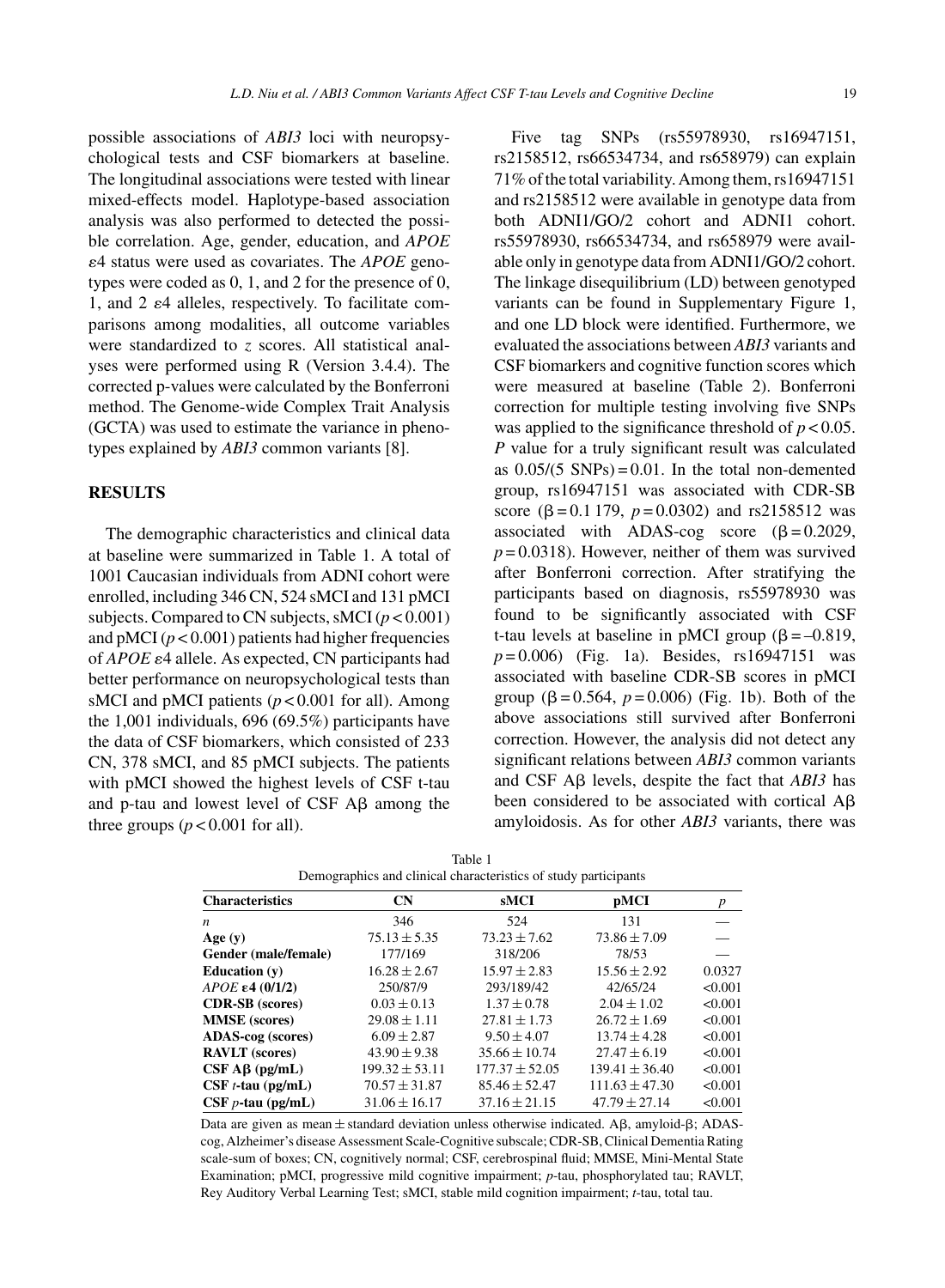possible associations of *ABI3* loci with neuropsychological tests and CSF biomarkers at baseline. The longitudinal associations were tested with linear mixed-effects model. Haplotype-based association analysis was also performed to detected the possible correlation. Age, gender, education, and *APOE* ε4 status were used as covariates. The *APOE* genotypes were coded as 0, 1, and 2 for the presence of 0, 1, and 2 ε4 alleles, respectively. To facilitate comparisons among modalities, all outcome variables were standardized to *z* scores. All statistical analyses were performed using R (Version 3.4.4). The corrected p-values were calculated by the Bonferroni method. The Genome-wide Complex Trait Analysis (GCTA) was used to estimate the variance in phenotypes explained by *ABI3* common variants [8].

## RESULTS

The demographic characteristics and clinical data at baseline were summarized in Table 1. A total of 1001 Caucasian individuals from ADNI cohort were enrolled, including 346 CN, 524 sMCI and 131 pMCI subjects. Compared to CN subjects, sMCI ($p < 0.001$) and pMCI ($p < 0.001$) patients had higher frequencies of *APOE* ε4 allele. As expected, CN participants had better performance on neuropsychological tests than sMCI and pMCI patients ($p < 0.001$ for all). Among the 1,001 individuals, 696 (69.5%) participants have the data of CSF biomarkers, which consisted of 233 CN, 378 sMCI, and 85 pMCI subjects. The patients with pMCI showed the highest levels of CSF t-tau and p-tau and lowest level of CSF Aβ among the three groups ($p < 0.001$ for all).

Five tag SNPs (rs55978930, rs16947151, rs2158512, rs66534734, and rs658979) can explain 71% of the total variability. Among them, rs16947151 and rs2158512 were available in genotype data from both ADNI1/GO/2 cohort and ADNI1 cohort. rs55978930, rs66534734, and rs658979 were available only in genotype data from ADNI1/GO/2 cohort. The linkage disequilibrium (LD) between genotyped variants can be found in Supplementary Figure 1, and one LD block were identified. Furthermore, we evaluated the associations between *ABI3* variants and CSF biomarkers and cognitive function scores which were measured at baseline (Table 2). Bonferroni correction for multiple testing involving five SNPs was applied to the significance threshold of $p < 0.05$. *P* value for a truly significant result was calculated as 0.05/(5 SNPs) = 0.01. In the total non-demented group, rs16947151 was associated with CDR-SB score (β = 0.1 179, $p = 0.0302$) and rs2158512 was associated with ADAS-cog score (β = 0.2029, $p = 0.0318$). However, neither of them was survived after Bonferroni correction. After stratifying the participants based on diagnosis, rs55978930 was found to be significantly associated with CSF t-tau levels at baseline in pMCI group (β = –0.819, $p = 0.006$) (Fig. 1a). Besides, rs16947151 was associated with baseline CDR-SB scores in pMCI group (β = 0.564, $p = 0.006$) (Fig. 1b). Both of the above associations still survived after Bonferroni correction. However, the analysis did not detect any significant relations between *ABI3* common variants and CSF Aβ levels, despite the fact that *ABI3* has been considered to be associated with cortical Aβ amyloidosis. As for other *ABI3* variants, there was

Table 1
Demographics and clinical characteristics of study participants

| Characteristics | CN | sMCI | pMCI | *p* |
|---|---|---|---|---|
| *n* | 346 | 524 | 131 | — |
| **Age (y)** | 75.13 ± 5.35 | 73.23 ± 7.62 | 73.86 ± 7.09 | — |
| **Gender (male/female)** | 177/169 | 318/206 | 78/53 | — |
| **Education (y)** | 16.28 ± 2.67 | 15.97 ± 2.83 | 15.56 ± 2.92 | 0.0327 |
| ***APOE* ε4 (0/1/2)** | 250/87/9 | 293/189/42 | 42/65/24 | <0.001 |
| **CDR-SB (scores)** | 0.03 ± 0.13 | 1.37 ± 0.78 | 2.04 ± 1.02 | <0.001 |
| **MMSE (scores)** | 29.08 ± 1.11 | 27.81 ± 1.73 | 26.72 ± 1.69 | <0.001 |
| **ADAS-cog (scores)** | 6.09 ± 2.87 | 9.50 ± 4.07 | 13.74 ± 4.28 | <0.001 |
| **RAVLT (scores)** | 43.90 ± 9.38 | 35.66 ± 10.74 | 27.47 ± 6.19 | <0.001 |
| **CSF Aβ (pg/mL)** | 199.32 ± 53.11 | 177.37 ± 52.05 | 139.41 ± 36.40 | <0.001 |
| **CSF *t*-tau (pg/mL)** | 70.57 ± 31.87 | 85.46 ± 52.47 | 111.63 ± 47.30 | <0.001 |
| **CSF *p*-tau (pg/mL)** | 31.06 ± 16.17 | 37.16 ± 21.15 | 47.79 ± 27.14 | <0.001 |

Data are given as mean ± standard deviation unless otherwise indicated. Aβ, amyloid-β; ADAS-cog, Alzheimer's disease Assessment Scale-Cognitive subscale; CDR-SB, Clinical Dementia Rating scale-sum of boxes; CN, cognitively normal; CSF, cerebrospinal fluid; MMSE, Mini-Mental State Examination; pMCI, progressive mild cognitive impairment; *p*-tau, phosphorylated tau; RAVLT, Rey Auditory Verbal Learning Test; sMCI, stable mild cognition impairment; *t*-tau, total tau.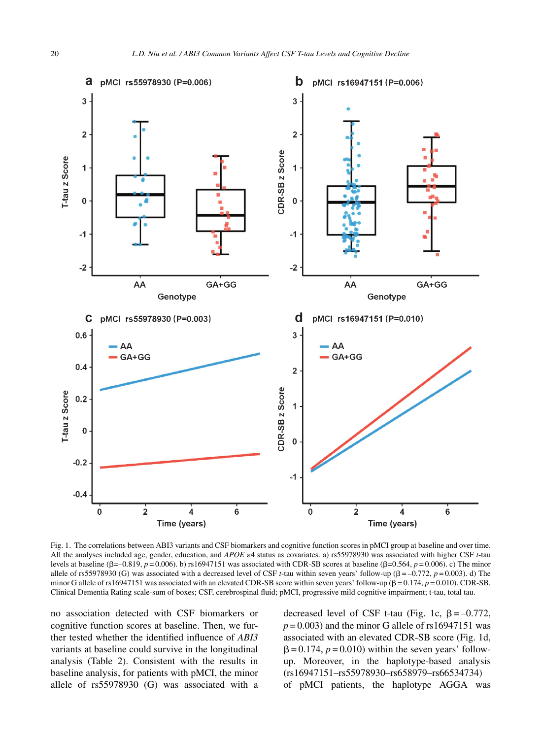Fig. 1. The correlations between ABI3 variants and CSF biomarkers and cognitive function scores in pMCI group at baseline and over time. All the analyses included age, gender, education, and *APOE* ε4 status as covariates. a) rs55978930 was associated with higher CSF *t*-tau levels at baseline (β=–0.819, $p$ = 0.006). b) rs16947151 was associated with CDR-SB scores at baseline (β=0.564, $p$ = 0.006). c) The minor allele of rs55978930 (G) was associated with a decreased level of CSF *t*-tau within seven years' follow-up (β = –0.772, $p$ = 0.003). d) The minor G allele of rs16947151 was associated with an elevated CDR-SB score within seven years' follow-up (β = 0.174, $p$ = 0.010). CDR-SB, Clinical Dementia Rating scale-sum of boxes; CSF, cerebrospinal fluid; pMCI, progressive mild cognitive impairment; t-tau, total tau.

no association detected with CSF biomarkers or cognitive function scores at baseline. Then, we further tested whether the identified influence of *ABI3* variants at baseline could survive in the longitudinal analysis (Table 2). Consistent with the results in baseline analysis, for patients with pMCI, the minor allele of rs55978930 (G) was associated with a decreased level of CSF t-tau (Fig. 1c, β = –0.772, $p$ = 0.003) and the minor G allele of rs16947151 was associated with an elevated CDR-SB score (Fig. 1d, β = 0.174, $p$ = 0.010) within the seven years' follow-up. Moreover, in the haplotype-based analysis (rs16947151–rs55978930–rs658979–rs66534734) of pMCI patients, the haplotype AGGA was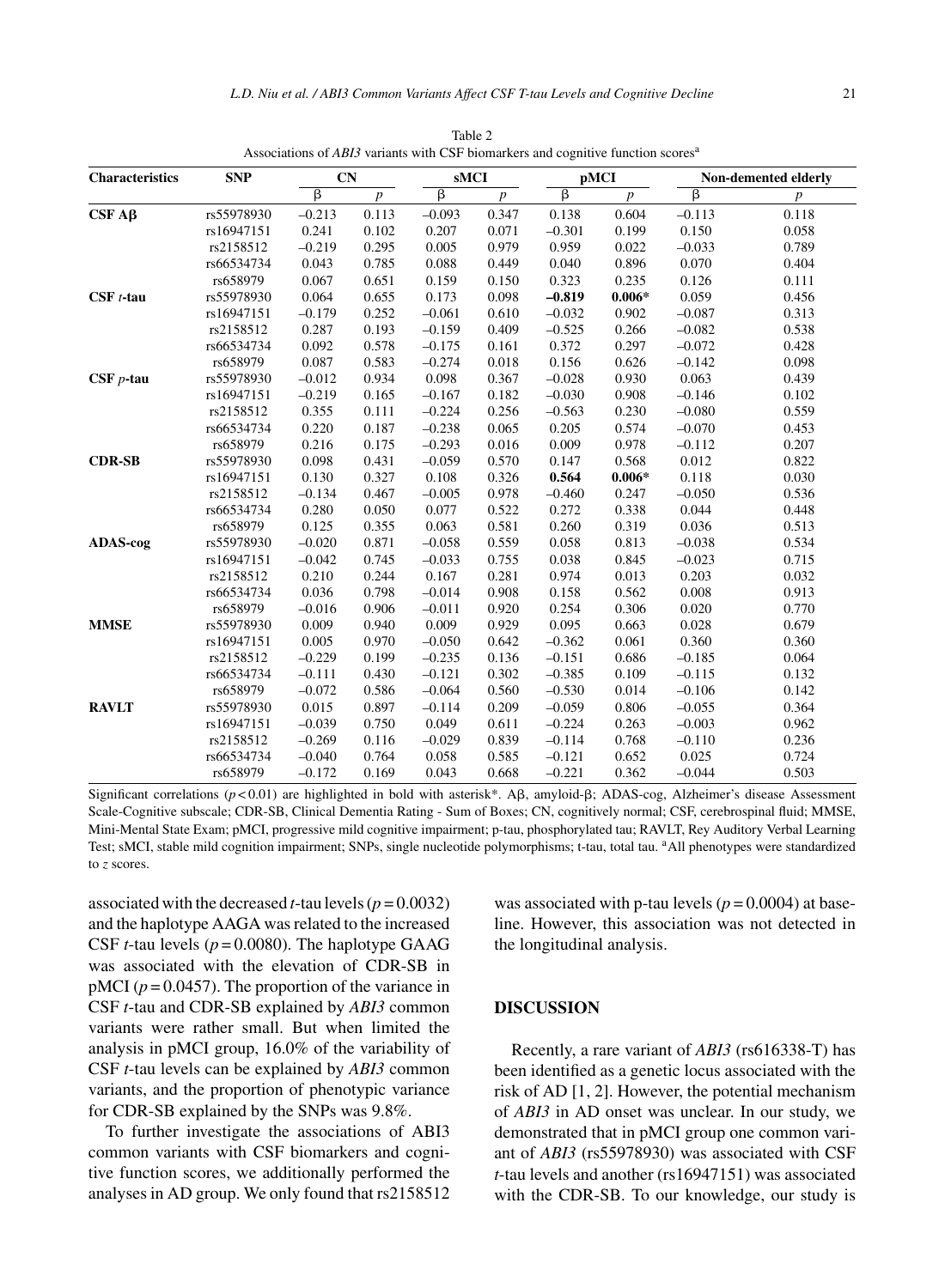Table 2
Associations of *ABI3* variants with CSF biomarkers and cognitive function scores[a]

| Characteristics | SNP | CN | | sMCI | | pMCI | | Non-demented elderly | |
|---|---|---|---|---|---|---|---|---|---|
| | | β | *p* | β | *p* | β | *p* | β | *p* |
| **CSF Aβ** | rs55978930 | –0.213 | 0.113 | –0.093 | 0.347 | 0.138 | 0.604 | –0.113 | 0.118 |
| | rs16947151 | 0.241 | 0.102 | 0.207 | 0.071 | –0.301 | 0.199 | 0.150 | 0.058 |
| | rs2158512 | –0.219 | 0.295 | 0.005 | 0.979 | 0.959 | 0.022 | –0.033 | 0.789 |
| | rs66534734 | 0.043 | 0.785 | 0.088 | 0.449 | 0.040 | 0.896 | 0.070 | 0.404 |
| | rs658979 | 0.067 | 0.651 | 0.159 | 0.150 | 0.323 | 0.235 | 0.126 | 0.111 |
| **CSF *t*-tau** | rs55978930 | 0.064 | 0.655 | 0.173 | 0.098 | **–0.819** | **0.006*** | 0.059 | 0.456 |
| | rs16947151 | –0.179 | 0.252 | –0.061 | 0.610 | –0.032 | 0.902 | –0.087 | 0.313 |
| | rs2158512 | 0.287 | 0.193 | –0.159 | 0.409 | –0.525 | 0.266 | –0.082 | 0.538 |
| | rs66534734 | 0.092 | 0.578 | –0.175 | 0.161 | 0.372 | 0.297 | –0.072 | 0.428 |
| | rs658979 | 0.087 | 0.583 | –0.274 | 0.018 | 0.156 | 0.626 | –0.142 | 0.098 |
| **CSF *p*-tau** | rs55978930 | –0.012 | 0.934 | 0.098 | 0.367 | –0.028 | 0.930 | 0.063 | 0.439 |
| | rs16947151 | –0.219 | 0.165 | –0.167 | 0.182 | –0.030 | 0.908 | –0.146 | 0.102 |
| | rs2158512 | 0.355 | 0.111 | –0.224 | 0.256 | –0.563 | 0.230 | –0.080 | 0.559 |
| | rs66534734 | 0.220 | 0.187 | –0.238 | 0.065 | 0.205 | 0.574 | –0.070 | 0.453 |
| | rs658979 | 0.216 | 0.175 | –0.293 | 0.016 | 0.009 | 0.978 | –0.112 | 0.207 |
| **CDR-SB** | rs55978930 | 0.098 | 0.431 | –0.059 | 0.570 | 0.147 | 0.568 | 0.012 | 0.822 |
| | rs16947151 | 0.130 | 0.327 | 0.108 | 0.326 | **0.564** | **0.006*** | 0.118 | 0.030 |
| | rs2158512 | –0.134 | 0.467 | –0.005 | 0.978 | –0.460 | 0.247 | –0.050 | 0.536 |
| | rs66534734 | 0.280 | 0.050 | 0.077 | 0.522 | 0.272 | 0.338 | 0.044 | 0.448 |
| | rs658979 | 0.125 | 0.355 | 0.063 | 0.581 | 0.260 | 0.319 | 0.036 | 0.513 |
| **ADAS-cog** | rs55978930 | –0.020 | 0.871 | –0.058 | 0.559 | 0.058 | 0.813 | –0.038 | 0.534 |
| | rs16947151 | –0.042 | 0.745 | –0.033 | 0.755 | 0.038 | 0.845 | –0.023 | 0.715 |
| | rs2158512 | 0.210 | 0.244 | 0.167 | 0.281 | 0.974 | 0.013 | 0.203 | 0.032 |
| | rs66534734 | 0.036 | 0.798 | –0.014 | 0.908 | 0.158 | 0.562 | 0.008 | 0.913 |
| | rs658979 | –0.016 | 0.906 | –0.011 | 0.920 | 0.254 | 0.306 | 0.020 | 0.770 |
| **MMSE** | rs55978930 | 0.009 | 0.940 | 0.009 | 0.929 | 0.095 | 0.663 | 0.028 | 0.679 |
| | rs16947151 | 0.005 | 0.970 | –0.050 | 0.642 | –0.362 | 0.061 | 0.360 | 0.360 |
| | rs2158512 | –0.229 | 0.199 | –0.235 | 0.136 | –0.151 | 0.686 | –0.185 | 0.064 |
| | rs66534734 | –0.111 | 0.430 | –0.121 | 0.302 | –0.385 | 0.109 | –0.115 | 0.132 |
| | rs658979 | –0.072 | 0.586 | –0.064 | 0.560 | –0.530 | 0.014 | –0.106 | 0.142 |
| **RAVLT** | rs55978930 | 0.015 | 0.897 | –0.114 | 0.209 | –0.059 | 0.806 | –0.055 | 0.364 |
| | rs16947151 | –0.039 | 0.750 | 0.049 | 0.611 | –0.224 | 0.263 | –0.003 | 0.962 |
| | rs2158512 | –0.269 | 0.116 | –0.029 | 0.839 | –0.114 | 0.768 | –0.110 | 0.236 |
| | rs66534734 | –0.040 | 0.764 | 0.058 | 0.585 | –0.121 | 0.652 | 0.025 | 0.724 |
| | rs658979 | –0.172 | 0.169 | 0.043 | 0.668 | –0.221 | 0.362 | –0.044 | 0.503 |

Significant correlations ($p < 0.01$) are highlighted in bold with asterisk*. Aβ, amyloid-β; ADAS-cog, Alzheimer's disease Assessment Scale-Cognitive subscale; CDR-SB, Clinical Dementia Rating - Sum of Boxes; CN, cognitively normal; CSF, cerebrospinal fluid; MMSE, Mini-Mental State Exam; pMCI, progressive mild cognitive impairment; p-tau, phosphorylated tau; RAVLT, Rey Auditory Verbal Learning Test; sMCI, stable mild cognition impairment; SNPs, single nucleotide polymorphisms; t-tau, total tau. [a]All phenotypes were standardized to *z* scores.

associated with the decreased *t*-tau levels ($p = 0.0032$) and the haplotype AAGA was related to the increased CSF *t*-tau levels ($p = 0.0080$). The haplotype GAAG was associated with the elevation of CDR-SB in pMCI ($p = 0.0457$). The proportion of the variance in CSF *t*-tau and CDR-SB explained by *ABI3* common variants were rather small. But when limited the analysis in pMCI group, 16.0% of the variability of CSF *t*-tau levels can be explained by *ABI3* common variants, and the proportion of phenotypic variance for CDR-SB explained by the SNPs was 9.8%.

To further investigate the associations of ABI3 common variants with CSF biomarkers and cognitive function scores, we additionally performed the analyses in AD group. We only found that rs2158512 was associated with p-tau levels ($p = 0.0004$) at baseline. However, this association was not detected in the longitudinal analysis.

## DISCUSSION

Recently, a rare variant of *ABI3* (rs616338-T) has been identified as a genetic locus associated with the risk of AD [1, 2]. However, the potential mechanism of *ABI3* in AD onset was unclear. In our study, we demonstrated that in pMCI group one common variant of *ABI3* (rs55978930) was associated with CSF *t*-tau levels and another (rs16947151) was associated with the CDR-SB. To our knowledge, our study is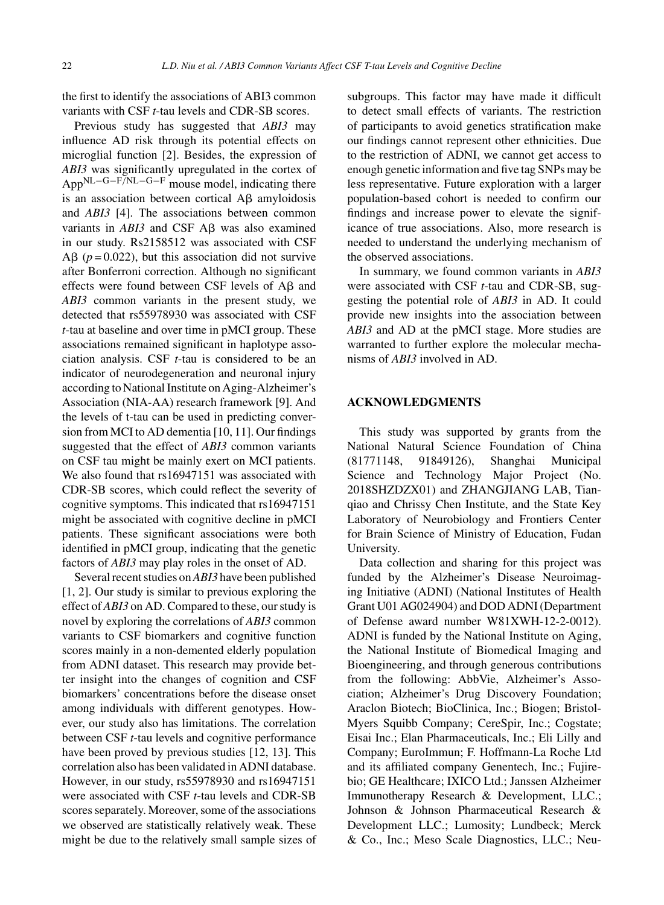the first to identify the associations of ABI3 common variants with CSF *t*-tau levels and CDR-SB scores.

Previous study has suggested that *ABI3* may influence AD risk through its potential effects on microglial function [2]. Besides, the expression of *ABI3* was significantly upregulated in the cortex of App$^{NL-G-F/NL-G-F}$ mouse model, indicating there is an association between cortical Aβ amyloidosis and *ABI3* [4]. The associations between common variants in *ABI3* and CSF Aβ was also examined in our study. Rs2158512 was associated with CSF Aβ ($p = 0.022$), but this association did not survive after Bonferroni correction. Although no significant effects were found between CSF levels of Aβ and *ABI3* common variants in the present study, we detected that rs55978930 was associated with CSF *t*-tau at baseline and over time in pMCI group. These associations remained significant in haplotype association analysis. CSF *t*-tau is considered to be an indicator of neurodegeneration and neuronal injury according to National Institute on Aging-Alzheimer's Association (NIA-AA) research framework [9]. And the levels of t-tau can be used in predicting conversion from MCI to AD dementia [10, 11]. Our findings suggested that the effect of *ABI3* common variants on CSF tau might be mainly exert on MCI patients. We also found that rs16947151 was associated with CDR-SB scores, which could reflect the severity of cognitive symptoms. This indicated that rs16947151 might be associated with cognitive decline in pMCI patients. These significant associations were both identified in pMCI group, indicating that the genetic factors of *ABI3* may play roles in the onset of AD.

Several recent studies on *ABI3* have been published [1, 2]. Our study is similar to previous exploring the effect of *ABI3* on AD. Compared to these, our study is novel by exploring the correlations of *ABI3* common variants to CSF biomarkers and cognitive function scores mainly in a non-demented elderly population from ADNI dataset. This research may provide better insight into the changes of cognition and CSF biomarkers' concentrations before the disease onset among individuals with different genotypes. However, our study also has limitations. The correlation between CSF *t*-tau levels and cognitive performance have been proved by previous studies [12, 13]. This correlation also has been validated in ADNI database. However, in our study, rs55978930 and rs16947151 were associated with CSF *t*-tau levels and CDR-SB scores separately. Moreover, some of the associations we observed are statistically relatively weak. These might be due to the relatively small sample sizes of subgroups. This factor may have made it difficult to detect small effects of variants. The restriction of participants to avoid genetics stratification make our findings cannot represent other ethnicities. Due to the restriction of ADNI, we cannot get access to enough genetic information and five tag SNPs may be less representative. Future exploration with a larger population-based cohort is needed to confirm our findings and increase power to elevate the significance of true associations. Also, more research is needed to understand the underlying mechanism of the observed associations.

In summary, we found common variants in *ABI3* were associated with CSF *t*-tau and CDR-SB, suggesting the potential role of *ABI3* in AD. It could provide new insights into the association between *ABI3* and AD at the pMCI stage. More studies are warranted to further explore the molecular mechanisms of *ABI3* involved in AD.

## ACKNOWLEDGMENTS

This study was supported by grants from the National Natural Science Foundation of China (81771148, 91849126), Shanghai Municipal Science and Technology Major Project (No. 2018SHZDZX01) and ZHANGJIANG LAB, Tianqiao and Chrissy Chen Institute, and the State Key Laboratory of Neurobiology and Frontiers Center for Brain Science of Ministry of Education, Fudan University.

Data collection and sharing for this project was funded by the Alzheimer's Disease Neuroimaging Initiative (ADNI) (National Institutes of Health Grant U01 AG024904) and DOD ADNI (Department of Defense award number W81XWH-12-2-0012). ADNI is funded by the National Institute on Aging, the National Institute of Biomedical Imaging and Bioengineering, and through generous contributions from the following: AbbVie, Alzheimer's Association; Alzheimer's Drug Discovery Foundation; Araclon Biotech; BioClinica, Inc.; Biogen; Bristol-Myers Squibb Company; CereSpir, Inc.; Cogstate; Eisai Inc.; Elan Pharmaceuticals, Inc.; Eli Lilly and Company; EuroImmun; F. Hoffmann-La Roche Ltd and its affiliated company Genentech, Inc.; Fujirebio; GE Healthcare; IXICO Ltd.; Janssen Alzheimer Immunotherapy Research & Development, LLC.; Johnson & Johnson Pharmaceutical Research & Development LLC.; Lumosity; Lundbeck; Merck & Co., Inc.; Meso Scale Diagnostics, LLC.; Neu-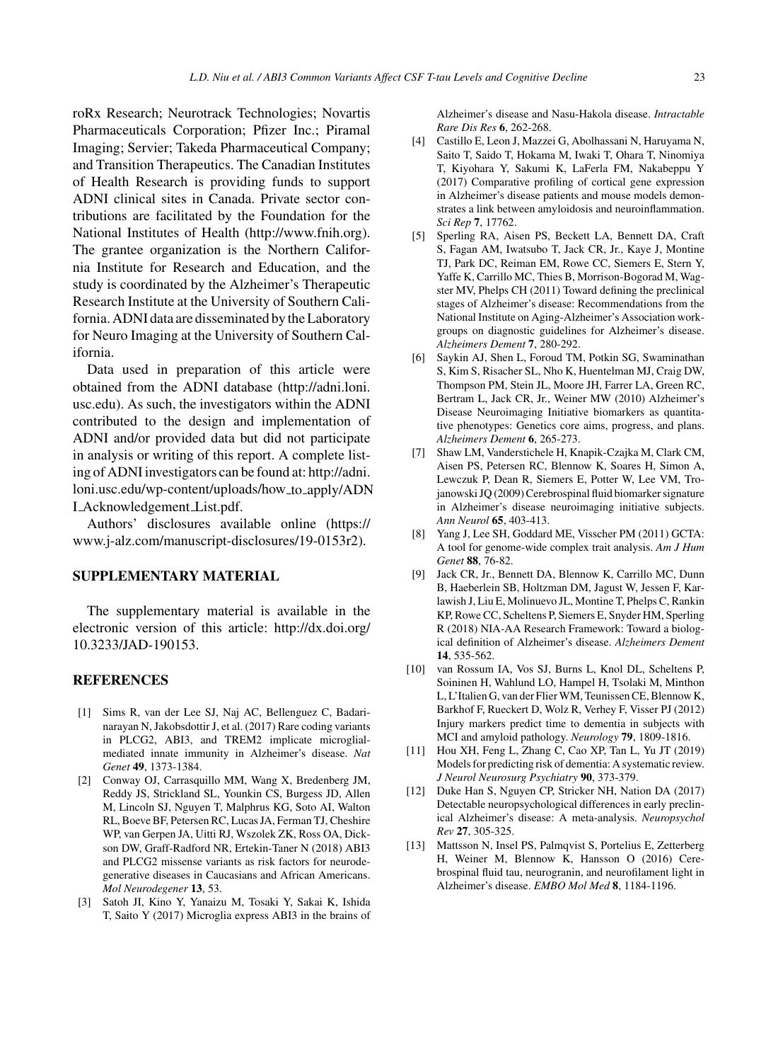roRx Research; Neurotrack Technologies; Novartis Pharmaceuticals Corporation; Pfizer Inc.; Piramal Imaging; Servier; Takeda Pharmaceutical Company; and Transition Therapeutics. The Canadian Institutes of Health Research is providing funds to support ADNI clinical sites in Canada. Private sector contributions are facilitated by the Foundation for the National Institutes of Health (http://www.fnih.org). The grantee organization is the Northern California Institute for Research and Education, and the study is coordinated by the Alzheimer's Therapeutic Research Institute at the University of Southern California. ADNI data are disseminated by the Laboratory for Neuro Imaging at the University of Southern California.

Data used in preparation of this article were obtained from the ADNI database (http://adni.loni.usc.edu). As such, the investigators within the ADNI contributed to the design and implementation of ADNI and/or provided data but did not participate in analysis or writing of this report. A complete listing of ADNI investigators can be found at: http://adni.loni.usc.edu/wp-content/uploads/how_to_apply/ADNI_Acknowledgement_List.pdf.

Authors' disclosures available online (https://www.j-alz.com/manuscript-disclosures/19-0153r2).

## SUPPLEMENTARY MATERIAL

The supplementary material is available in the electronic version of this article: http://dx.doi.org/10.3233/JAD-190153.

## REFERENCES

[1] Sims R, van der Lee SJ, Naj AC, Bellenguez C, Badarinarayan N, Jakobsdottir J, et al. (2017) Rare coding variants in PLCG2, ABI3, and TREM2 implicate microglial-mediated innate immunity in Alzheimer's disease. *Nat Genet* **49**, 1373-1384.

[2] Conway OJ, Carrasquillo MM, Wang X, Bredenberg JM, Reddy JS, Strickland SL, Younkin CS, Burgess JD, Allen M, Lincoln SJ, Nguyen T, Malphrus KG, Soto AI, Walton RL, Boeve BF, Petersen RC, Lucas JA, Ferman TJ, Cheshire WP, van Gerpen JA, Uitti RJ, Wszolek ZK, Ross OA, Dickson DW, Graff-Radford NR, Ertekin-Taner N (2018) ABI3 and PLCG2 missense variants as risk factors for neurodegenerative diseases in Caucasians and African Americans. *Mol Neurodegener* **13**, 53.

[3] Satoh JI, Kino Y, Yanaizu M, Tosaki Y, Sakai K, Ishida T, Saito Y (2017) Microglia express ABI3 in the brains of Alzheimer's disease and Nasu-Hakola disease. *Intractable Rare Dis Res* **6**, 262-268.

[4] Castillo E, Leon J, Mazzei G, Abolhassani N, Haruyama N, Saito T, Saido T, Hokama M, Iwaki T, Ohara T, Ninomiya T, Kiyohara Y, Sakumi K, LaFerla FM, Nakabeppu Y (2017) Comparative profiling of cortical gene expression in Alzheimer's disease patients and mouse models demonstrates a link between amyloidosis and neuroinflammation. *Sci Rep* **7**, 17762.

[5] Sperling RA, Aisen PS, Beckett LA, Bennett DA, Craft S, Fagan AM, Iwatsubo T, Jack CR, Jr., Kaye J, Montine TJ, Park DC, Reiman EM, Rowe CC, Siemers E, Stern Y, Yaffe K, Carrillo MC, Thies B, Morrison-Bogorad M, Wagster MV, Phelps CH (2011) Toward defining the preclinical stages of Alzheimer's disease: Recommendations from the National Institute on Aging-Alzheimer's Association workgroups on diagnostic guidelines for Alzheimer's disease. *Alzheimers Dement* **7**, 280-292.

[6] Saykin AJ, Shen L, Foroud TM, Potkin SG, Swaminathan S, Kim S, Risacher SL, Nho K, Huentelman MJ, Craig DW, Thompson PM, Stein JL, Moore JH, Farrer LA, Green RC, Bertram L, Jack CR, Jr., Weiner MW (2010) Alzheimer's Disease Neuroimaging Initiative biomarkers as quantitative phenotypes: Genetics core aims, progress, and plans. *Alzheimers Dement* **6**, 265-273.

[7] Shaw LM, Vanderstichele H, Knapik-Czajka M, Clark CM, Aisen PS, Petersen RC, Blennow K, Soares H, Simon A, Lewczuk P, Dean R, Siemers E, Potter W, Lee VM, Trojanowski JQ (2009) Cerebrospinal fluid biomarker signature in Alzheimer's disease neuroimaging initiative subjects. *Ann Neurol* **65**, 403-413.

[8] Yang J, Lee SH, Goddard ME, Visscher PM (2011) GCTA: A tool for genome-wide complex trait analysis. *Am J Hum Genet* **88**, 76-82.

[9] Jack CR, Jr., Bennett DA, Blennow K, Carrillo MC, Dunn B, Haeberlein SB, Holtzman DM, Jagust W, Jessen F, Karlawish J, Liu E, Molinuevo JL, Montine T, Phelps C, Rankin KP, Rowe CC, Scheltens P, Siemers E, Snyder HM, Sperling R (2018) NIA-AA Research Framework: Toward a biological definition of Alzheimer's disease. *Alzheimers Dement* **14**, 535-562.

[10] van Rossum IA, Vos SJ, Burns L, Knol DL, Scheltens P, Soininen H, Wahlund LO, Hampel H, Tsolaki M, Minthon L, L'Italien G, van der Flier WM, Teunissen CE, Blennow K, Barkhof F, Rueckert D, Wolz R, Verhey F, Visser PJ (2012) Injury markers predict time to dementia in subjects with MCI and amyloid pathology. *Neurology* **79**, 1809-1816.

[11] Hou XH, Feng L, Zhang C, Cao XP, Tan L, Yu JT (2019) Models for predicting risk of dementia: A systematic review. *J Neurol Neurosurg Psychiatry* **90**, 373-379.

[12] Duke Han S, Nguyen CP, Stricker NH, Nation DA (2017) Detectable neuropsychological differences in early preclinical Alzheimer's disease: A meta-analysis. *Neuropsychol Rev* **27**, 305-325.

[13] Mattsson N, Insel PS, Palmqvist S, Portelius E, Zetterberg H, Weiner M, Blennow K, Hansson O (2016) Cerebrospinal fluid tau, neurogranin, and neurofilament light in Alzheimer's disease. *EMBO Mol Med* **8**, 1184-1196.